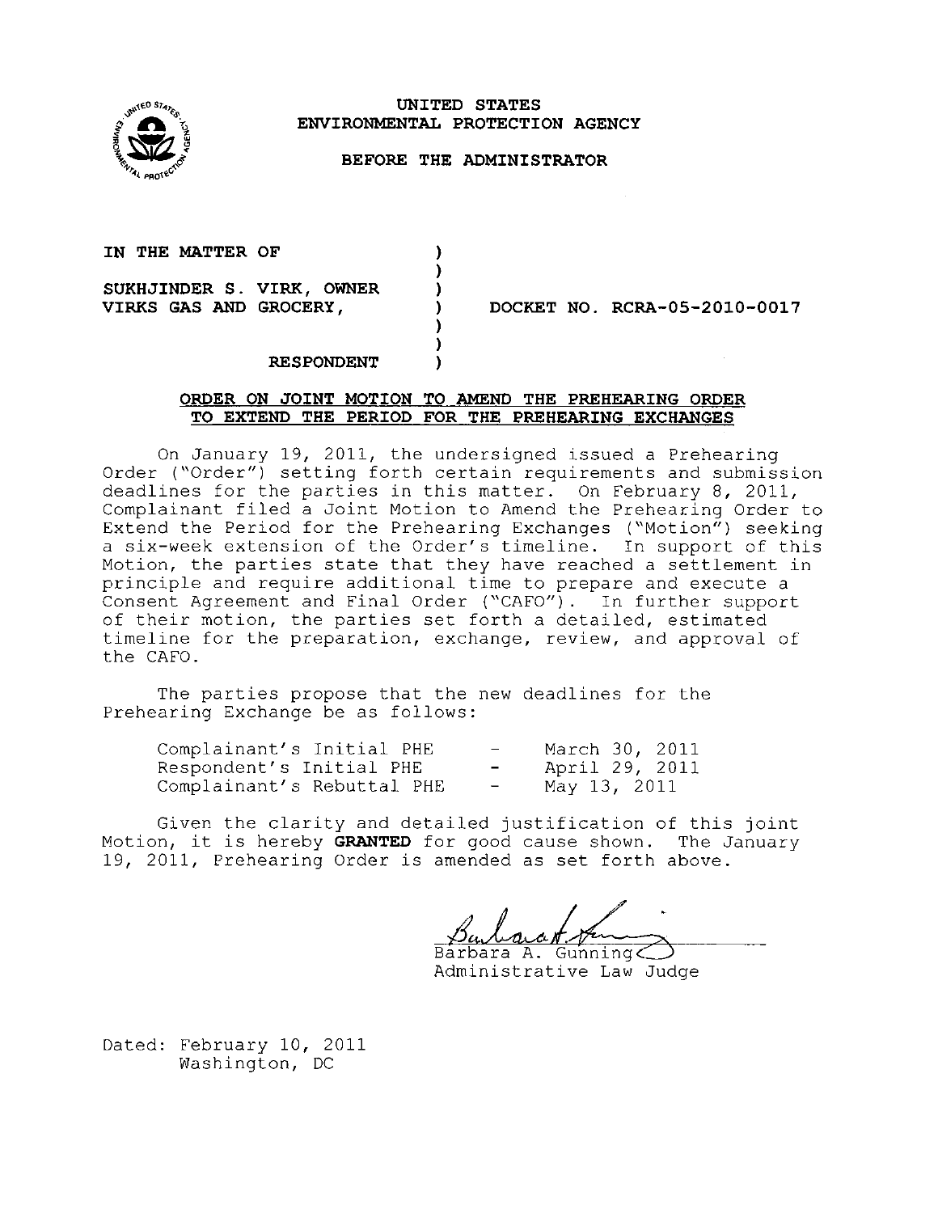**UNITED STATES**
**ENVIRONMENTAL PROTECTION AGENCY**

**BEFORE THE ADMINISTRATOR**

| | | |
|---|---|---|
| **IN THE MATTER OF** | ) | |
| | ) | |
| **SUKHJINDER S. VIRK, OWNER** | ) | |
| **VIRKS GAS AND GROCERY,** | ) | **DOCKET NO. RCRA-05-2010-0017** |
| | ) | |
| | ) | |
| **RESPONDENT** | ) | |

## ORDER ON JOINT MOTION TO AMEND THE PREHEARING ORDER TO EXTEND THE PERIOD FOR THE PREHEARING EXCHANGES

On January 19, 2011, the undersigned issued a Prehearing Order ("Order") setting forth certain requirements and submission deadlines for the parties in this matter. On February 8, 2011, Complainant filed a Joint Motion to Amend the Prehearing Order to Extend the Period for the Prehearing Exchanges ("Motion") seeking a six-week extension of the Order's timeline. In support of this Motion, the parties state that they have reached a settlement in principle and require additional time to prepare and execute a Consent Agreement and Final Order ("CAFO"). In further support of their motion, the parties set forth a detailed, estimated timeline for the preparation, exchange, review, and approval of the CAFO.

The parties propose that the new deadlines for the Prehearing Exchange be as follows:

| | | |
|---|---|---|
| Complainant's Initial PHE | - | March 30, 2011 |
| Respondent's Initial PHE | - | April 29, 2011 |
| Complainant's Rebuttal PHE | - | May 13, 2011 |

Given the clarity and detailed justification of this joint Motion, it is hereby **GRANTED** for good cause shown. The January 19, 2011, Prehearing Order is amended as set forth above.

Barbara A. Gunning
Administrative Law Judge

Dated: February 10, 2011
Washington, DC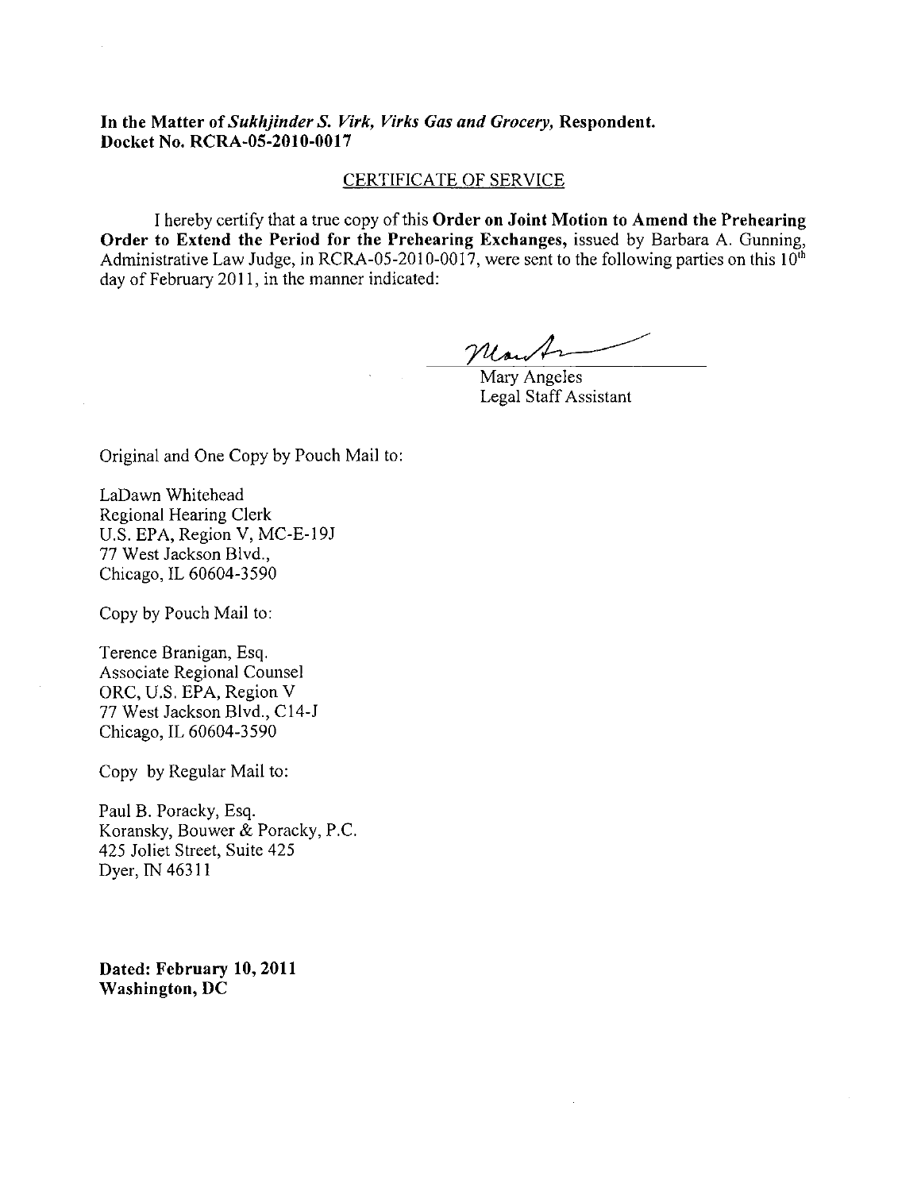**In the Matter of *Sukhjinder S. Virk, Virks Gas and Grocery,* Respondent.**
**Docket No. RCRA-05-2010-0017**

CERTIFICATE OF SERVICE

I hereby certify that a true copy of this **Order on Joint Motion to Amend the Prehearing Order to Extend the Period for the Prehearing Exchanges,** issued by Barbara A. Gunning, Administrative Law Judge, in RCRA-05-2010-0017, were sent to the following parties on this 10th day of February 2011, in the manner indicated:

Mary Angeles
Legal Staff Assistant

Original and One Copy by Pouch Mail to:

LaDawn Whitehead
Regional Hearing Clerk
U.S. EPA, Region V, MC-E-19J
77 West Jackson Blvd.,
Chicago, IL 60604-3590

Copy by Pouch Mail to:

Terence Branigan, Esq.
Associate Regional Counsel
ORC, U.S. EPA, Region V
77 West Jackson Blvd., C14-J
Chicago, IL 60604-3590

Copy by Regular Mail to:

Paul B. Poracky, Esq.
Koransky, Bouwer & Poracky, P.C.
425 Joliet Street, Suite 425
Dyer, IN 46311

**Dated: February 10, 2011**
**Washington, DC**